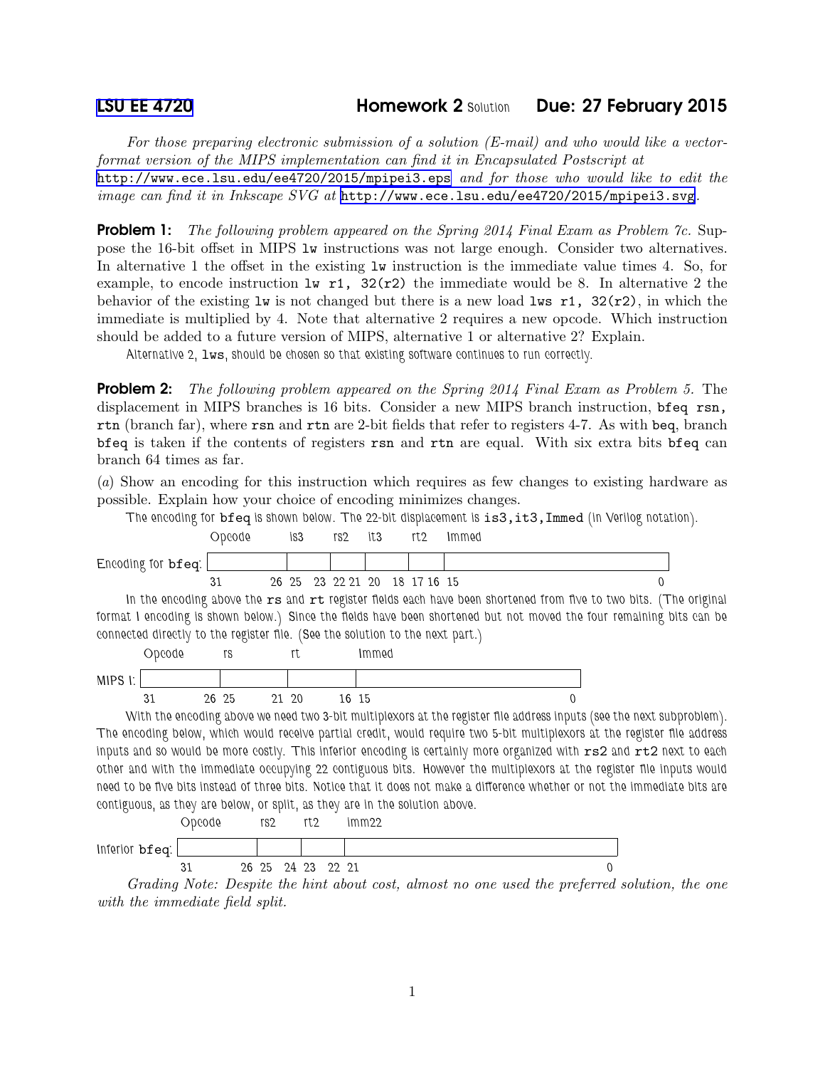[LSU EE 4720](#) **Homework 2** Solution **Due: 27 February 2015**

*For those preparing electronic submission of a solution (E-mail) and who would like a vector-format version of the MIPS implementation can find it in Encapsulated Postscript at* `http://www.ece.lsu.edu/ee4720/2015/mpipei3.eps` *and for those who would like to edit the image can find it in Inkscape SVG at* `http://www.ece.lsu.edu/ee4720/2015/mpipei3.svg`.

**Problem 1:** *The following problem appeared on the Spring 2014 Final Exam as Problem 7c.* Suppose the 16-bit offset in MIPS `lw` instructions was not large enough. Consider two alternatives. In alternative 1 the offset in the existing `lw` instruction is the immediate value times 4. So, for example, to encode instruction `lw r1, 32(r2)` the immediate would be 8. In alternative 2 the behavior of the existing `lw` is not changed but there is a new load `lws r1, 32(r2)`, in which the immediate is multiplied by 4. Note that alternative 2 requires a new opcode. Which instruction should be added to a future version of MIPS, alternative 1 or alternative 2? Explain.

Alternative 2, `lws`, should be chosen so that existing software continues to run correctly.

**Problem 2:** *The following problem appeared on the Spring 2014 Final Exam as Problem 5.* The displacement in MIPS branches is 16 bits. Consider a new MIPS branch instruction, `bfeq rsn, rtn` (branch far), where `rsn` and `rtn` are 2-bit fields that refer to registers 4-7. As with `beq`, branch `bfeq` is taken if the contents of registers `rsn` and `rtn` are equal. With six extra bits `bfeq` can branch 64 times as far.

(*a*) Show an encoding for this instruction which requires as few changes to existing hardware as possible. Explain how your choice of encoding minimizes changes.

The encoding for `bfeq` is shown below. The 22-bit displacement is `is3,it3,Immed` (in Verilog notation).

Encoding for `bfeq`:

| Opcode | is3 | rs2 | it3 | rt2 | Immed |
|---|---|---|---|---|---|
| 31 – 26 | 25 – 23 | 22 21 | 20 – 18 | 17 16 | 15 – 0 |

In the encoding above the `rs` and `rt` register fields each have been shortened from five to two bits. (The original format I encoding is shown below.) Since the fields have been shortened but not moved the four remaining bits can be connected directly to the register file. (See the solution to the next part.)

MIPS I:

| Opcode | rs | rt | Immed |
|---|---|---|---|
| 31 – 26 | 25 – 21 | 20 – 16 | 15 – 0 |

With the encoding above we need two 3-bit multiplexors at the register file address inputs (see the next subproblem). The encoding below, which would receive partial credit, would require two 5-bit multiplexors at the register file address inputs and so would be more costly. This inferior encoding is certainly more organized with `rs2` and `rt2` next to each other and with the immediate occupying 22 contiguous bits. However the multiplexors at the register file inputs would need to be five bits instead of three bits. Notice that it does not make a difference whether or not the immediate bits are contiguous, as they are below, or split, as they are in the solution above.

Inferior `bfeq`:

| Opcode | rs2 | rt2 | imm22 |
|---|---|---|---|
| 31 – 26 | 25 – 24 | 23 – 22 | 21 – 0 |

*Grading Note: Despite the hint about cost, almost no one used the preferred solution, the one with the immediate field split.*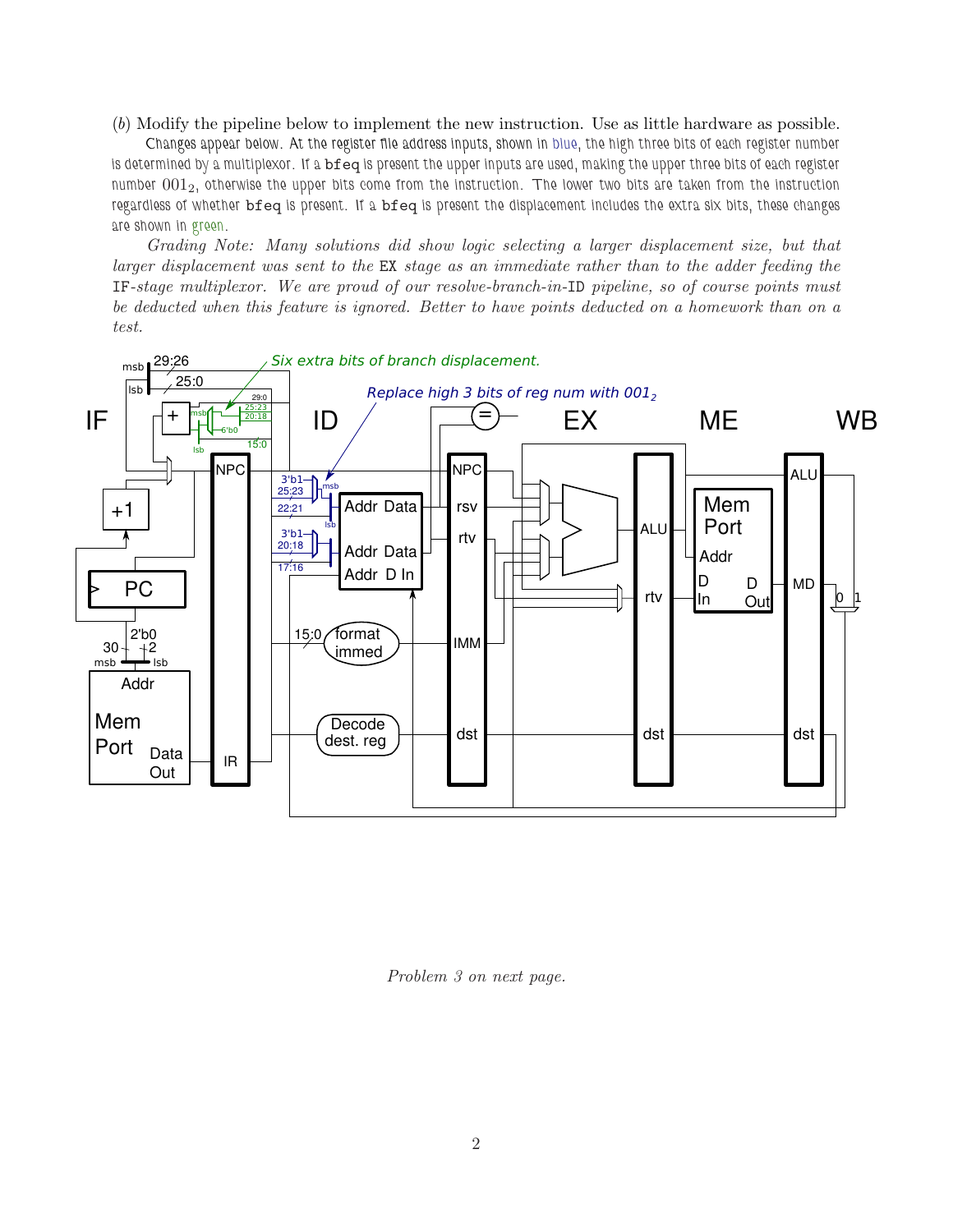(*b*) Modify the pipeline below to implement the new instruction. Use as little hardware as possible.

Changes appear below. At the register file address inputs, shown in blue, the high three bits of each register number is determined by a multiplexor. If a `bfeq` is present the upper inputs are used, making the upper three bits of each register number $001_2$, otherwise the upper bits come from the instruction. The lower two bits are taken from the instruction regardless of whether `bfeq` is present. If a `bfeq` is present the displacement includes the extra six bits, these changes are shown in green.

*Grading Note: Many solutions did show logic selecting a larger displacement size, but that larger displacement was sent to the* EX *stage as an immediate rather than to the adder feeding the* IF*-stage multiplexor. We are proud of our resolve-branch-in-*ID *pipeline, so of course points must be deducted when this feature is ignored. Better to have points deducted on a homework than on a test.*

*Problem 3 on next page.*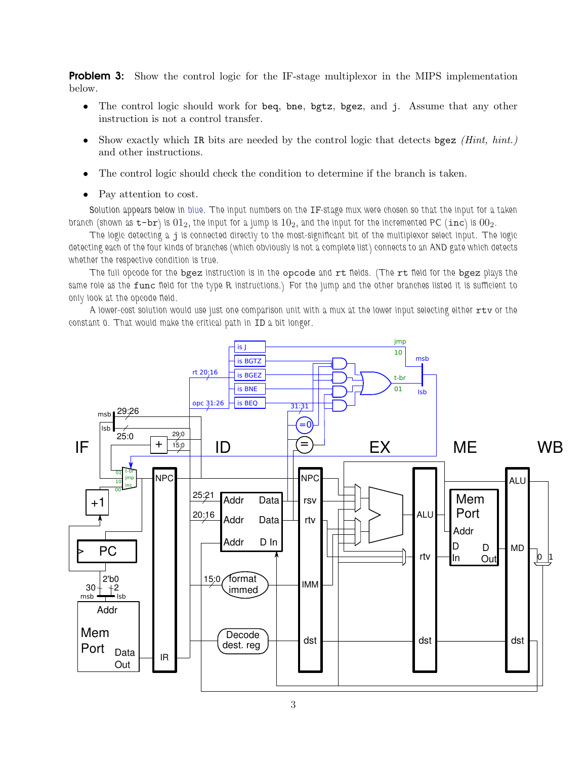**Problem 3:** Show the control logic for the IF-stage multiplexor in the MIPS implementation below.

- The control logic should work for `beq`, `bne`, `bgtz`, `bgez`, and `j`. Assume that any other instruction is not a control transfer.
- Show exactly which `IR` bits are needed by the control logic that detects `bgez` *(Hint, hint.)* and other instructions.
- The control logic should check the condition to determine if the branch is taken.
- Pay attention to cost.

Solution appears below in blue. The input numbers on the `IF`-stage mux were chosen so that the input for a taken branch (shown as `t-br`) is $01_2$, the input for a jump is $10_2$, and the input for the incremented PC (`inc`) is $00_2$.

The logic detecting a `j` is connected directly to the most-significant bit of the multiplexor select input. The logic detecting each of the four kinds of branches (which obviously is not a complete list) connects to an AND gate which detects whether the respective condition is true.

The full opcode for the `bgez` instruction is in the `opcode` and `rt` fields. (The `rt` field for the `bgez` plays the same role as the `func` field for the type R instructions.) For the jump and the other branches listed it is sufficient to only look at the opcode field.

A lower-cost solution would use just one comparison unit with a mux at the lower input selecting either `rtv` or the constant 0. That would make the critical path in `ID` a bit longer.

is J
is BGTZ
is BGEZ
is BNE
is BEQ
rt 20:16
opc 31:26
31:31
=0
=
jmp
10
msb
t-br
01
lsb
IF
ID
EX
ME
WB
msb
29:26
lsb
25:0
29:0
15:0
+
t-br 01
jmp 10
inc 00
NPC
NPC
+1
25:21
20:16
Addr Data
Addr Data
Addr D In
rsv
rtv
ALU
rtv
Mem Port
Addr
D In
D Out
ALU
MD
0 1
PC
2'b0
30
2
msb
lsb
Addr
Mem Port
Data Out
IR
15:0
format immed
IMM
Decode dest. reg
dst
dst
dst